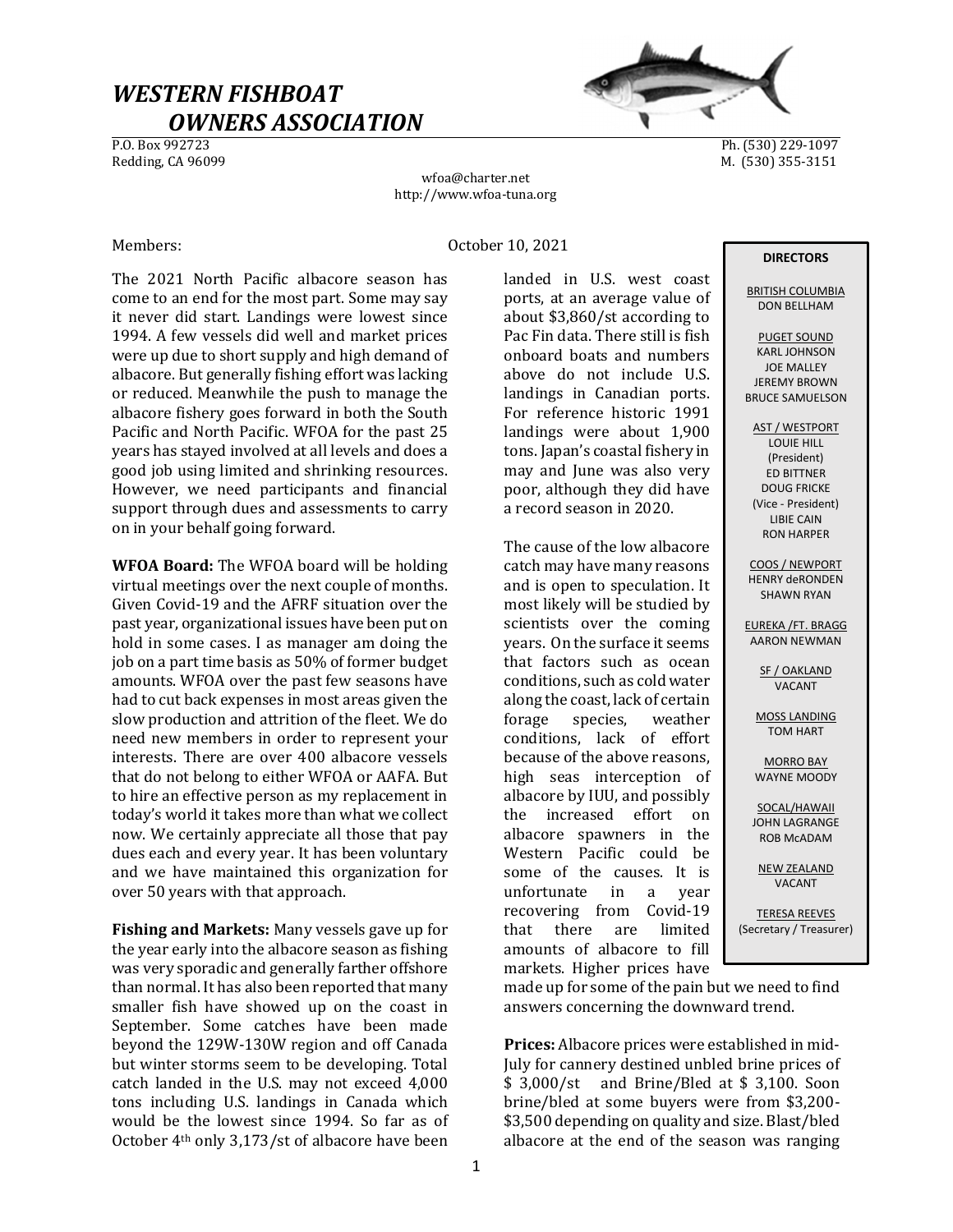# *WESTERN FISHBOAT OWNERS ASSOCIATION*

P.O. Box 992723
Redding, CA 96099

Ph. (530) 229-1097
M. (530) 355-3151

wfoa@charter.net
http://www.wfoa-tuna.org

Members:

October 10, 2021

**DIRECTORS**

BRITISH COLUMBIA
DON BELLHAM

PUGET SOUND
KARL JOHNSON
JOE MALLEY
JEREMY BROWN
BRUCE SAMUELSON

AST / WESTPORT
LOUIE HILL
(President)
ED BITTNER
DOUG FRICKE
(Vice - President)
LIBIE CAIN
RON HARPER

COOS / NEWPORT
HENRY deRONDEN
SHAWN RYAN

EUREKA /FT. BRAGG
AARON NEWMAN

SF / OAKLAND
VACANT

MOSS LANDING
TOM HART

MORRO BAY
WAYNE MOODY

SOCAL/HAWAII
JOHN LAGRANGE
ROB McADAM

NEW ZEALAND
VACANT

TERESA REEVES
(Secretary / Treasurer)

The 2021 North Pacific albacore season has come to an end for the most part. Some may say it never did start. Landings were lowest since 1994. A few vessels did well and market prices were up due to short supply and high demand of albacore. But generally fishing effort was lacking or reduced. Meanwhile the push to manage the albacore fishery goes forward in both the South Pacific and North Pacific. WFOA for the past 25 years has stayed involved at all levels and does a good job using limited and shrinking resources. However, we need participants and financial support through dues and assessments to carry on in your behalf going forward.

**WFOA Board:** The WFOA board will be holding virtual meetings over the next couple of months. Given Covid-19 and the AFRF situation over the past year, organizational issues have been put on hold in some cases. I as manager am doing the job on a part time basis as 50% of former budget amounts. WFOA over the past few seasons have had to cut back expenses in most areas given the slow production and attrition of the fleet. We do need new members in order to represent your interests. There are over 400 albacore vessels that do not belong to either WFOA or AAFA. But to hire an effective person as my replacement in today's world it takes more than what we collect now. We certainly appreciate all those that pay dues each and every year. It has been voluntary and we have maintained this organization for over 50 years with that approach.

**Fishing and Markets:** Many vessels gave up for the year early into the albacore season as fishing was very sporadic and generally farther offshore than normal. It has also been reported that many smaller fish have showed up on the coast in September. Some catches have been made beyond the 129W-130W region and off Canada but winter storms seem to be developing. Total catch landed in the U.S. may not exceed 4,000 tons including U.S. landings in Canada which would be the lowest since 1994. So far as of October 4th only 3,173/st of albacore have been landed in U.S. west coast ports, at an average value of about $3,860/st according to Pac Fin data. There still is fish onboard boats and numbers above do not include U.S. landings in Canadian ports. For reference historic 1991 landings were about 1,900 tons. Japan's coastal fishery in may and June was also very poor, although they did have a record season in 2020.

The cause of the low albacore catch may have many reasons and is open to speculation. It most likely will be studied by scientists over the coming years. On the surface it seems that factors such as ocean conditions, such as cold water along the coast, lack of certain forage species, weather conditions, lack of effort because of the above reasons, high seas interception of albacore by IUU, and possibly the increased effort on albacore spawners in the Western Pacific could be some of the causes. It is unfortunate in a year recovering from Covid-19 that there are limited amounts of albacore to fill markets. Higher prices have made up for some of the pain but we need to find answers concerning the downward trend.

**Prices:** Albacore prices were established in mid-July for cannery destined unbled brine prices of $ 3,000/st and Brine/Bled at $ 3,100. Soon brine/bled at some buyers were from $3,200-$3,500 depending on quality and size. Blast/bled albacore at the end of the season was ranging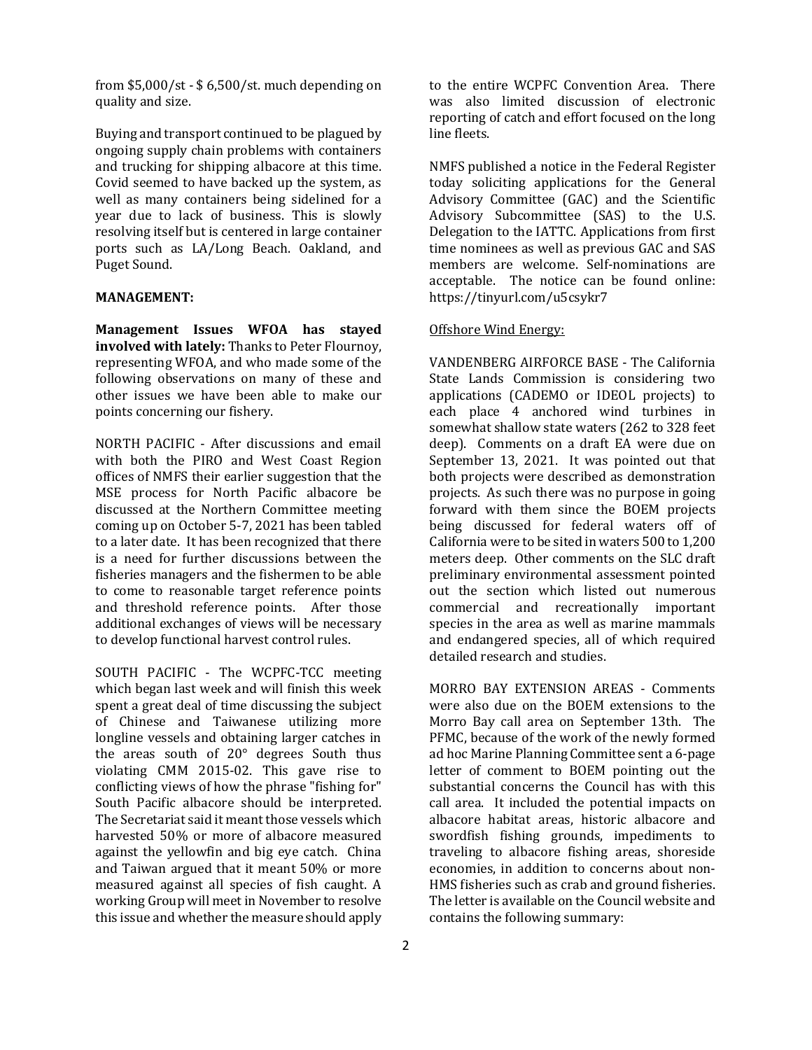from $5,000/st - $ 6,500/st. much depending on quality and size.

Buying and transport continued to be plagued by ongoing supply chain problems with containers and trucking for shipping albacore at this time. Covid seemed to have backed up the system, as well as many containers being sidelined for a year due to lack of business. This is slowly resolving itself but is centered in large container ports such as LA/Long Beach. Oakland, and Puget Sound.

**MANAGEMENT:**

**Management Issues WFOA has stayed involved with lately:** Thanks to Peter Flournoy, representing WFOA, and who made some of the following observations on many of these and other issues we have been able to make our points concerning our fishery.

NORTH PACIFIC - After discussions and email with both the PIRO and West Coast Region offices of NMFS their earlier suggestion that the MSE process for North Pacific albacore be discussed at the Northern Committee meeting coming up on October 5-7, 2021 has been tabled to a later date. It has been recognized that there is a need for further discussions between the fisheries managers and the fishermen to be able to come to reasonable target reference points and threshold reference points. After those additional exchanges of views will be necessary to develop functional harvest control rules.

SOUTH PACIFIC - The WCPFC-TCC meeting which began last week and will finish this week spent a great deal of time discussing the subject of Chinese and Taiwanese utilizing more longline vessels and obtaining larger catches in the areas south of 20° degrees South thus violating CMM 2015-02. This gave rise to conflicting views of how the phrase "fishing for" South Pacific albacore should be interpreted. The Secretariat said it meant those vessels which harvested 50% or more of albacore measured against the yellowfin and big eye catch. China and Taiwan argued that it meant 50% or more measured against all species of fish caught. A working Group will meet in November to resolve this issue and whether the measure should apply to the entire WCPFC Convention Area. There was also limited discussion of electronic reporting of catch and effort focused on the long line fleets.

NMFS published a notice in the Federal Register today soliciting applications for the General Advisory Committee (GAC) and the Scientific Advisory Subcommittee (SAS) to the U.S. Delegation to the IATTC. Applications from first time nominees as well as previous GAC and SAS members are welcome. Self-nominations are acceptable. The notice can be found online: https://tinyurl.com/u5csykr7

Offshore Wind Energy:

VANDENBERG AIRFORCE BASE - The California State Lands Commission is considering two applications (CADEMO or IDEOL projects) to each place 4 anchored wind turbines in somewhat shallow state waters (262 to 328 feet deep). Comments on a draft EA were due on September 13, 2021. It was pointed out that both projects were described as demonstration projects. As such there was no purpose in going forward with them since the BOEM projects being discussed for federal waters off of California were to be sited in waters 500 to 1,200 meters deep. Other comments on the SLC draft preliminary environmental assessment pointed out the section which listed out numerous commercial and recreationally important species in the area as well as marine mammals and endangered species, all of which required detailed research and studies.

MORRO BAY EXTENSION AREAS - Comments were also due on the BOEM extensions to the Morro Bay call area on September 13th. The PFMC, because of the work of the newly formed ad hoc Marine Planning Committee sent a 6-page letter of comment to BOEM pointing out the substantial concerns the Council has with this call area. It included the potential impacts on albacore habitat areas, historic albacore and swordfish fishing grounds, impediments to traveling to albacore fishing areas, shoreside economies, in addition to concerns about non-HMS fisheries such as crab and ground fisheries. The letter is available on the Council website and contains the following summary: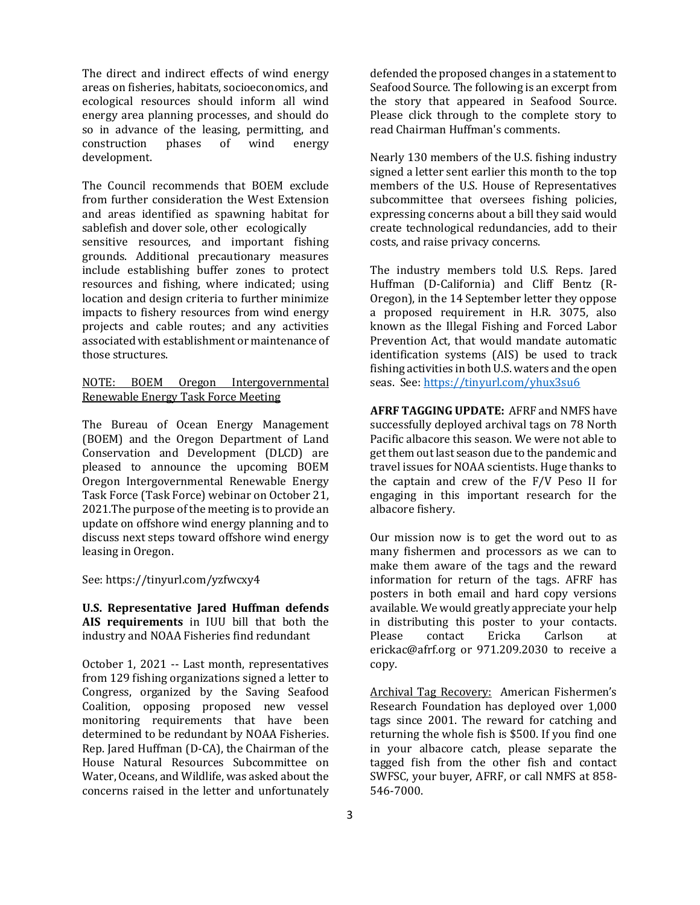The direct and indirect effects of wind energy areas on fisheries, habitats, socioeconomics, and ecological resources should inform all wind energy area planning processes, and should do so in advance of the leasing, permitting, and construction phases of wind energy development.

The Council recommends that BOEM exclude from further consideration the West Extension and areas identified as spawning habitat for sablefish and dover sole, other ecologically sensitive resources, and important fishing grounds. Additional precautionary measures include establishing buffer zones to protect resources and fishing, where indicated; using location and design criteria to further minimize impacts to fishery resources from wind energy projects and cable routes; and any activities associated with establishment or maintenance of those structures.

<u>NOTE: BOEM Oregon Intergovernmental Renewable Energy Task Force Meeting</u>

The Bureau of Ocean Energy Management (BOEM) and the Oregon Department of Land Conservation and Development (DLCD) are pleased to announce the upcoming BOEM Oregon Intergovernmental Renewable Energy Task Force (Task Force) webinar on October 21, 2021.The purpose of the meeting is to provide an update on offshore wind energy planning and to discuss next steps toward offshore wind energy leasing in Oregon.

See: https://tinyurl.com/yzfwcxy4

**U.S. Representative Jared Huffman defends AIS requirements** in IUU bill that both the industry and NOAA Fisheries find redundant

October 1, 2021 -- Last month, representatives from 129 fishing organizations signed a letter to Congress, organized by the Saving Seafood Coalition, opposing proposed new vessel monitoring requirements that have been determined to be redundant by NOAA Fisheries. Rep. Jared Huffman (D-CA), the Chairman of the House Natural Resources Subcommittee on Water, Oceans, and Wildlife, was asked about the concerns raised in the letter and unfortunately defended the proposed changes in a statement to Seafood Source. The following is an excerpt from the story that appeared in Seafood Source. Please click through to the complete story to read Chairman Huffman's comments.

Nearly 130 members of the U.S. fishing industry signed a letter sent earlier this month to the top members of the U.S. House of Representatives subcommittee that oversees fishing policies, expressing concerns about a bill they said would create technological redundancies, add to their costs, and raise privacy concerns.

The industry members told U.S. Reps. Jared Huffman (D-California) and Cliff Bentz (R-Oregon), in the 14 September letter they oppose a proposed requirement in H.R. 3075, also known as the Illegal Fishing and Forced Labor Prevention Act, that would mandate automatic identification systems (AIS) be used to track fishing activities in both U.S. waters and the open seas. See: https://tinyurl.com/yhux3su6

**AFRF TAGGING UPDATE:** AFRF and NMFS have successfully deployed archival tags on 78 North Pacific albacore this season. We were not able to get them out last season due to the pandemic and travel issues for NOAA scientists. Huge thanks to the captain and crew of the F/V Peso II for engaging in this important research for the albacore fishery.

Our mission now is to get the word out to as many fishermen and processors as we can to make them aware of the tags and the reward information for return of the tags. AFRF has posters in both email and hard copy versions available. We would greatly appreciate your help in distributing this poster to your contacts. Please contact Ericka Carlson at erickac@afrf.org or 971.209.2030 to receive a copy.

<u>Archival Tag Recovery:</u> American Fishermen's Research Foundation has deployed over 1,000 tags since 2001. The reward for catching and returning the whole fish is $500. If you find one in your albacore catch, please separate the tagged fish from the other fish and contact SWFSC, your buyer, AFRF, or call NMFS at 858-546-7000.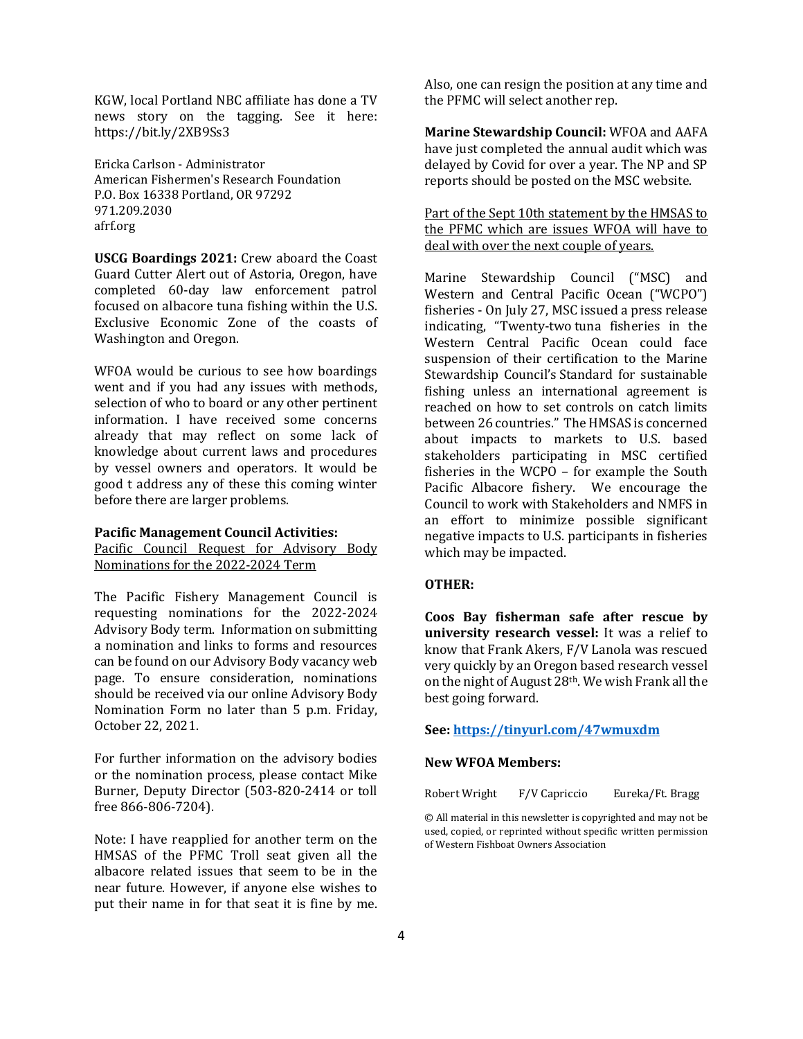KGW, local Portland NBC affiliate has done a TV news story on the tagging. See it here: https://bit.ly/2XB9Ss3

Ericka Carlson - Administrator
American Fishermen's Research Foundation
P.O. Box 16338 Portland, OR 97292
971.209.2030
afrf.org

**USCG Boardings 2021:** Crew aboard the Coast Guard Cutter Alert out of Astoria, Oregon, have completed 60-day law enforcement patrol focused on albacore tuna fishing within the U.S. Exclusive Economic Zone of the coasts of Washington and Oregon.

WFOA would be curious to see how boardings went and if you had any issues with methods, selection of who to board or any other pertinent information. I have received some concerns already that may reflect on some lack of knowledge about current laws and procedures by vessel owners and operators. It would be good t address any of these this coming winter before there are larger problems.

**Pacific Management Council Activities:**

Pacific Council Request for Advisory Body Nominations for the 2022-2024 Term

The Pacific Fishery Management Council is requesting nominations for the 2022-2024 Advisory Body term. Information on submitting a nomination and links to forms and resources can be found on our Advisory Body vacancy web page. To ensure consideration, nominations should be received via our online Advisory Body Nomination Form no later than 5 p.m. Friday, October 22, 2021.

For further information on the advisory bodies or the nomination process, please contact Mike Burner, Deputy Director (503-820-2414 or toll free 866-806-7204).

Note: I have reapplied for another term on the HMSAS of the PFMC Troll seat given all the albacore related issues that seem to be in the near future. However, if anyone else wishes to put their name in for that seat it is fine by me. Also, one can resign the position at any time and the PFMC will select another rep.

**Marine Stewardship Council:** WFOA and AAFA have just completed the annual audit which was delayed by Covid for over a year. The NP and SP reports should be posted on the MSC website.

Part of the Sept 10th statement by the HMSAS to the PFMC which are issues WFOA will have to deal with over the next couple of years.

Marine Stewardship Council ("MSC) and Western and Central Pacific Ocean ("WCPO") fisheries - On July 27, MSC issued a press release indicating, "Twenty-two tuna fisheries in the Western Central Pacific Ocean could face suspension of their certification to the Marine Stewardship Council's Standard for sustainable fishing unless an international agreement is reached on how to set controls on catch limits between 26 countries." The HMSAS is concerned about impacts to markets to U.S. based stakeholders participating in MSC certified fisheries in the WCPO – for example the South Pacific Albacore fishery. We encourage the Council to work with Stakeholders and NMFS in an effort to minimize possible significant negative impacts to U.S. participants in fisheries which may be impacted.

**OTHER:**

**Coos Bay fisherman safe after rescue by university research vessel:** It was a relief to know that Frank Akers, F/V Lanola was rescued very quickly by an Oregon based research vessel on the night of August 28th. We wish Frank all the best going forward.

**See: https://tinyurl.com/47wmuxdm**

**New WFOA Members:**

Robert Wright F/V Capriccio Eureka/Ft. Bragg

© All material in this newsletter is copyrighted and may not be used, copied, or reprinted without specific written permission of Western Fishboat Owners Association